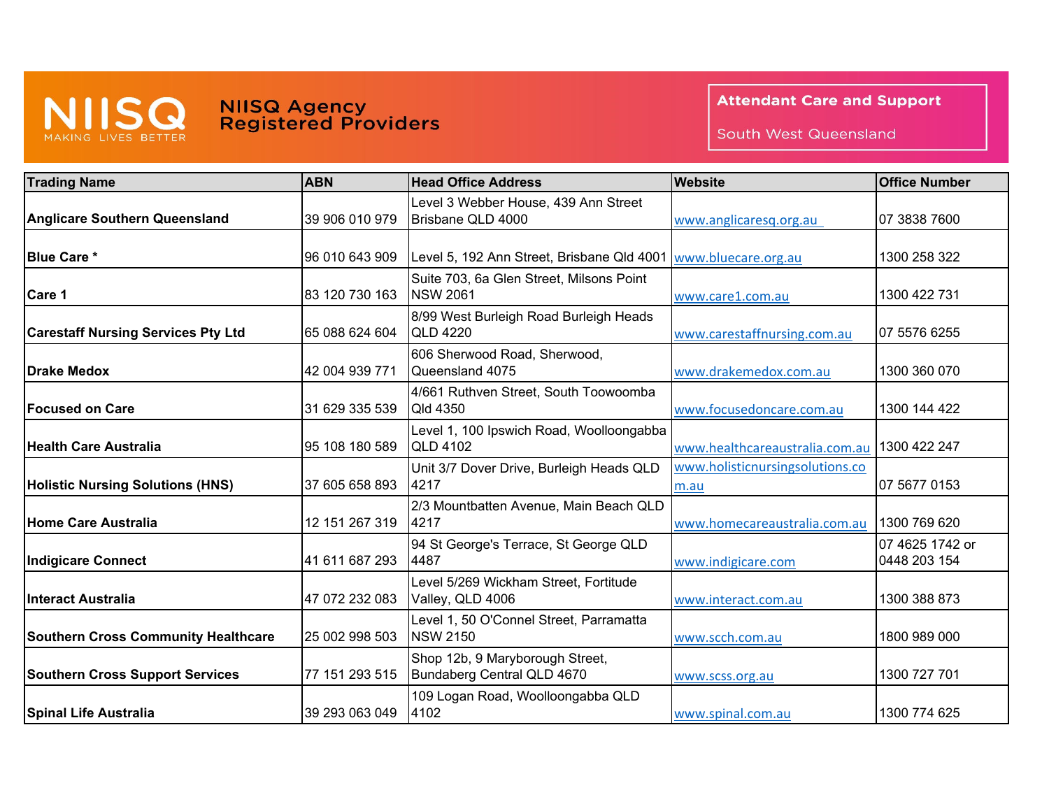# NIISQ Agency Registered Providers

NIISQ MAKING LIVES BETTER

## Attendant Care and Support

South West Queensland

| Trading Name | ABN | Head Office Address | Website | Office Number |
|---|---|---|---|---|
| **Anglicare Southern Queensland** | 39 906 010 979 | Level 3 Webber House, 439 Ann Street Brisbane QLD 4000 | www.anglicaresq.org.au | 07 3838 7600 |
| **Blue Care *** | 96 010 643 909 | Level 5, 192 Ann Street, Brisbane Qld 4001 | www.bluecare.org.au | 1300 258 322 |
| **Care 1** | 83 120 730 163 | Suite 703, 6a Glen Street, Milsons Point NSW 2061 | www.care1.com.au | 1300 422 731 |
| **Carestaff Nursing Services Pty Ltd** | 65 088 624 604 | 8/99 West Burleigh Road Burleigh Heads QLD 4220 | www.carestaffnursing.com.au | 07 5576 6255 |
| **Drake Medox** | 42 004 939 771 | 606 Sherwood Road, Sherwood, Queensland 4075 | www.drakemedox.com.au | 1300 360 070 |
| **Focused on Care** | 31 629 335 539 | 4/661 Ruthven Street, South Toowoomba Qld 4350 | www.focusedoncare.com.au | 1300 144 422 |
| **Health Care Australia** | 95 108 180 589 | Level 1, 100 Ipswich Road, Woolloongabba QLD 4102 | www.healthcareaustralia.com.au | 1300 422 247 |
| **Holistic Nursing Solutions (HNS)** | 37 605 658 893 | Unit 3/7 Dover Drive, Burleigh Heads QLD 4217 | www.holisticnursingsolutions.com.au | 07 5677 0153 |
| **Home Care Australia** | 12 151 267 319 | 2/3 Mountbatten Avenue, Main Beach QLD 4217 | www.homecareaustralia.com.au | 1300 769 620 |
| **Indigicare Connect** | 41 611 687 293 | 94 St George's Terrace, St George QLD 4487 | www.indigicare.com | 07 4625 1742 or 0448 203 154 |
| **Interact Australia** | 47 072 232 083 | Level 5/269 Wickham Street, Fortitude Valley, QLD 4006 | www.interact.com.au | 1300 388 873 |
| **Southern Cross Community Healthcare** | 25 002 998 503 | Level 1, 50 O'Connel Street, Parramatta NSW 2150 | www.scch.com.au | 1800 989 000 |
| **Southern Cross Support Services** | 77 151 293 515 | Shop 12b, 9 Maryborough Street, Bundaberg Central QLD 4670 | www.scss.org.au | 1300 727 701 |
| **Spinal Life Australia** | 39 293 063 049 | 109 Logan Road, Woolloongabba QLD 4102 | www.spinal.com.au | 1300 774 625 |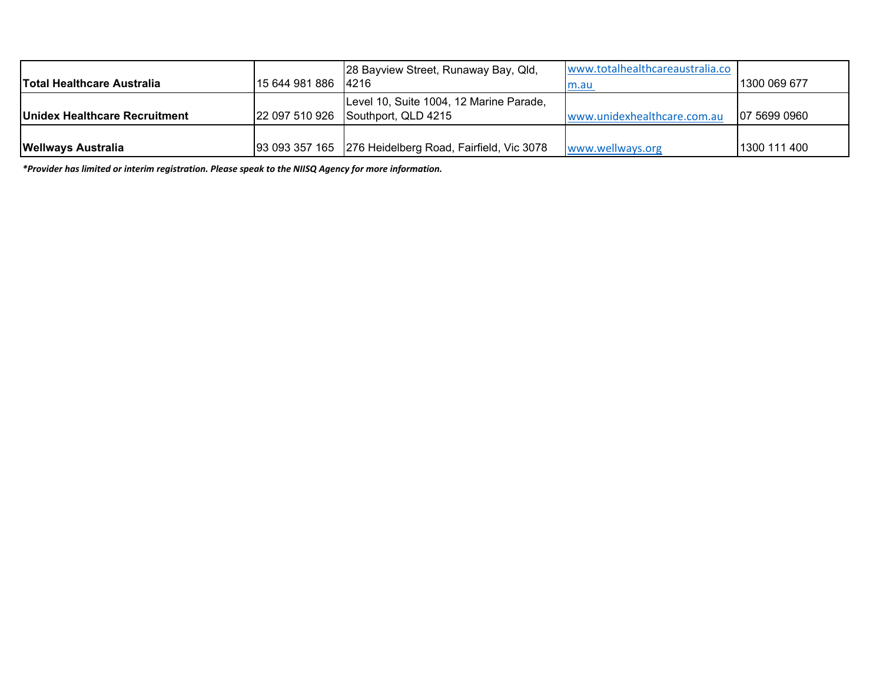| | | | | |
|---|---|---|---|---|
| **Total Healthcare Australia** | 15 644 981 886 | 28 Bayview Street, Runaway Bay, Qld, 4216 | www.totalhealthcareaustralia.com.au | 1300 069 677 |
| **Unidex Healthcare Recruitment** | 22 097 510 926 | Level 10, Suite 1004, 12 Marine Parade, Southport, QLD 4215 | www.unidexhealthcare.com.au | 07 5699 0960 |
| **Wellways Australia** | 93 093 357 165 | 276 Heidelberg Road, Fairfield, Vic 3078 | www.wellways.org | 1300 111 400 |

***Provider has limited or interim registration. Please speak to the NIISQ Agency for more information.***